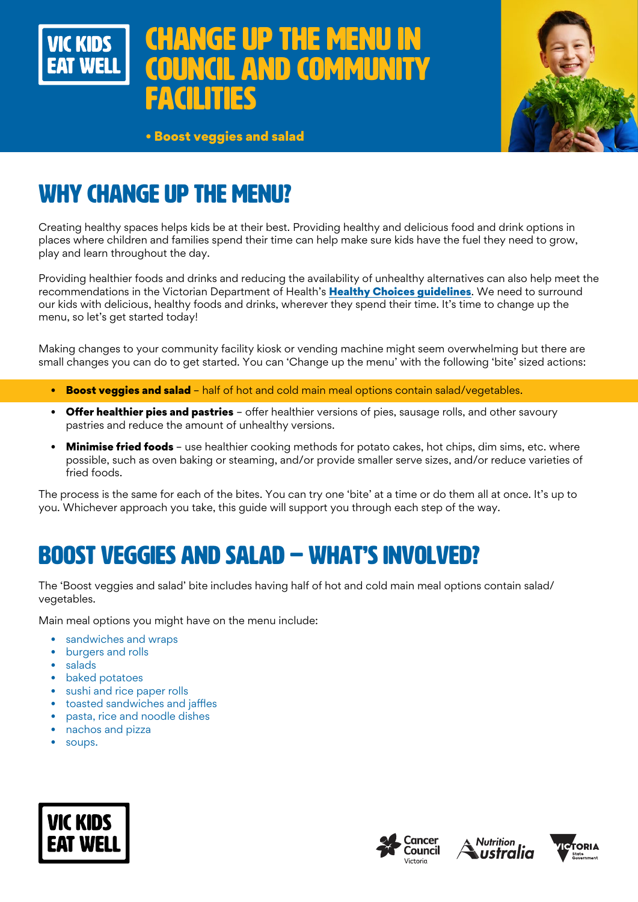VIC KIDS EAT WELL

# CHANGE UP THE MENU IN COUNCIL AND COMMUNITY FACILITIES

• **Boost veggies and salad**

## WHY CHANGE UP THE MENU?

Creating healthy spaces helps kids be at their best. Providing healthy and delicious food and drink options in places where children and families spend their time can help make sure kids have the fuel they need to grow, play and learn throughout the day.

Providing healthier foods and drinks and reducing the availability of unhealthy alternatives can also help meet the recommendations in the Victorian Department of Health's **Healthy Choices guidelines**. We need to surround our kids with delicious, healthy foods and drinks, wherever they spend their time. It's time to change up the menu, so let's get started today!

Making changes to your community facility kiosk or vending machine might seem overwhelming but there are small changes you can do to get started. You can 'Change up the menu' with the following 'bite' sized actions:

- **Boost veggies and salad** – half of hot and cold main meal options contain salad/vegetables.
- **Offer healthier pies and pastries** – offer healthier versions of pies, sausage rolls, and other savoury pastries and reduce the amount of unhealthy versions.
- **Minimise fried foods** – use healthier cooking methods for potato cakes, hot chips, dim sims, etc. where possible, such as oven baking or steaming, and/or provide smaller serve sizes, and/or reduce varieties of fried foods.

The process is the same for each of the bites. You can try one 'bite' at a time or do them all at once. It's up to you. Whichever approach you take, this guide will support you through each step of the way.

## BOOST VEGGIES AND SALAD – WHAT'S INVOLVED?

The 'Boost veggies and salad' bite includes having half of hot and cold main meal options contain salad/vegetables.

Main meal options you might have on the menu include:

- sandwiches and wraps
- burgers and rolls
- salads
- baked potatoes
- sushi and rice paper rolls
- toasted sandwiches and jaffles
- pasta, rice and noodle dishes
- nachos and pizza
- soups.

VIC KIDS EAT WELL

Cancer Council Victoria | Nutrition Australia | Victoria State Government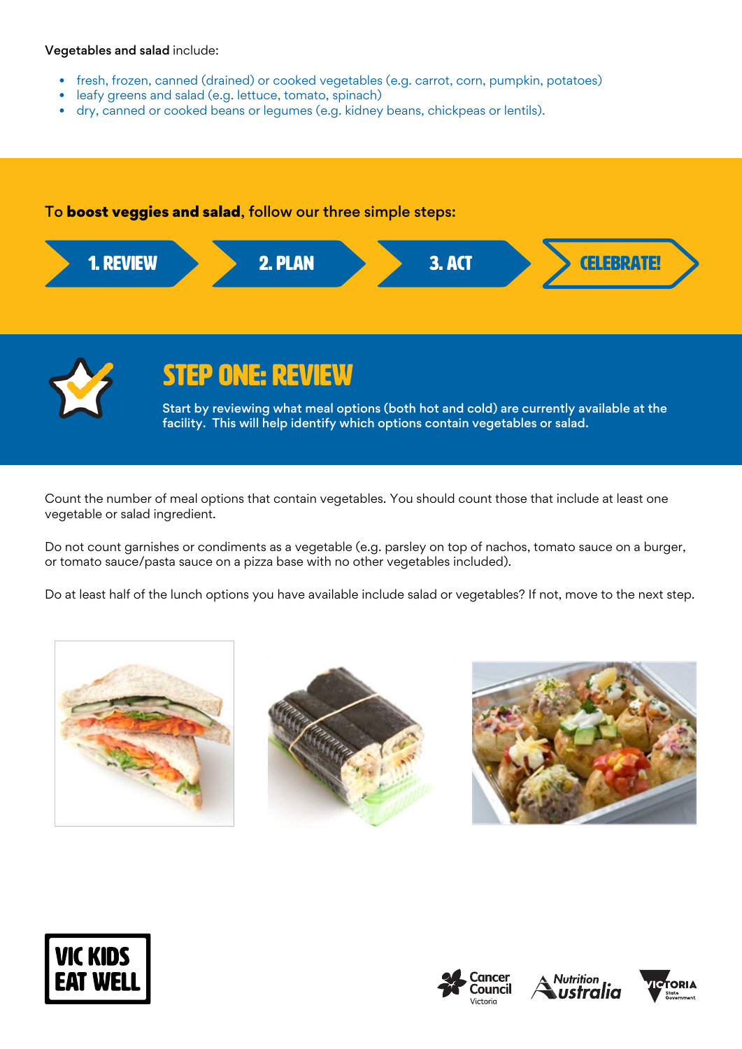**Vegetables and salad** include:

- fresh, frozen, canned (drained) or cooked vegetables (e.g. carrot, corn, pumpkin, potatoes)
- leafy greens and salad (e.g. lettuce, tomato, spinach)
- dry, canned or cooked beans or legumes (e.g. kidney beans, chickpeas or lentils).

To **boost veggies and salad**, follow our three simple steps:

1. REVIEW → 2. PLAN → 3. ACT → CELEBRATE!

## STEP ONE: REVIEW

**Start by reviewing what meal options (both hot and cold) are currently available at the facility. This will help identify which options contain vegetables or salad.**

Count the number of meal options that contain vegetables. You should count those that include at least one vegetable or salad ingredient.

Do not count garnishes or condiments as a vegetable (e.g. parsley on top of nachos, tomato sauce on a burger, or tomato sauce/pasta sauce on a pizza base with no other vegetables included).

Do at least half of the lunch options you have available include salad or vegetables? If not, move to the next step.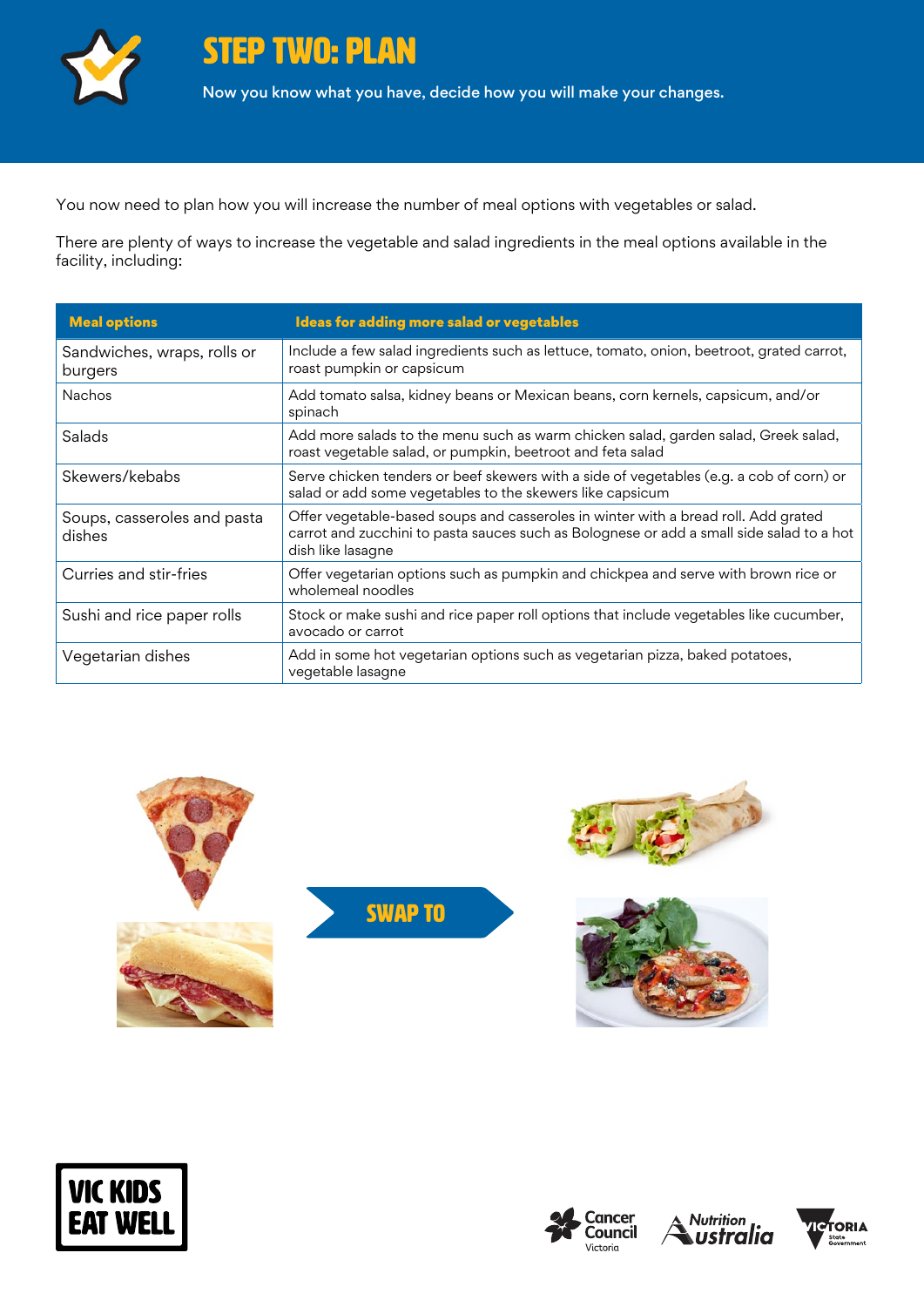# STEP TWO: PLAN

Now you know what you have, decide how you will make your changes.

You now need to plan how you will increase the number of meal options with vegetables or salad.

There are plenty of ways to increase the vegetable and salad ingredients in the meal options available in the facility, including:

| Meal options | Ideas for adding more salad or vegetables |
|---|---|
| Sandwiches, wraps, rolls or burgers | Include a few salad ingredients such as lettuce, tomato, onion, beetroot, grated carrot, roast pumpkin or capsicum |
| Nachos | Add tomato salsa, kidney beans or Mexican beans, corn kernels, capsicum, and/or spinach |
| Salads | Add more salads to the menu such as warm chicken salad, garden salad, Greek salad, roast vegetable salad, or pumpkin, beetroot and feta salad |
| Skewers/kebabs | Serve chicken tenders or beef skewers with a side of vegetables (e.g. a cob of corn) or salad or add some vegetables to the skewers like capsicum |
| Soups, casseroles and pasta dishes | Offer vegetable-based soups and casseroles in winter with a bread roll. Add grated carrot and zucchini to pasta sauces such as Bolognese or add a small side salad to a hot dish like lasagne |
| Curries and stir-fries | Offer vegetarian options such as pumpkin and chickpea and serve with brown rice or wholemeal noodles |
| Sushi and rice paper rolls | Stock or make sushi and rice paper roll options that include vegetables like cucumber, avocado or carrot |
| Vegetarian dishes | Add in some hot vegetarian options such as vegetarian pizza, baked potatoes, vegetable lasagne |

SWAP TO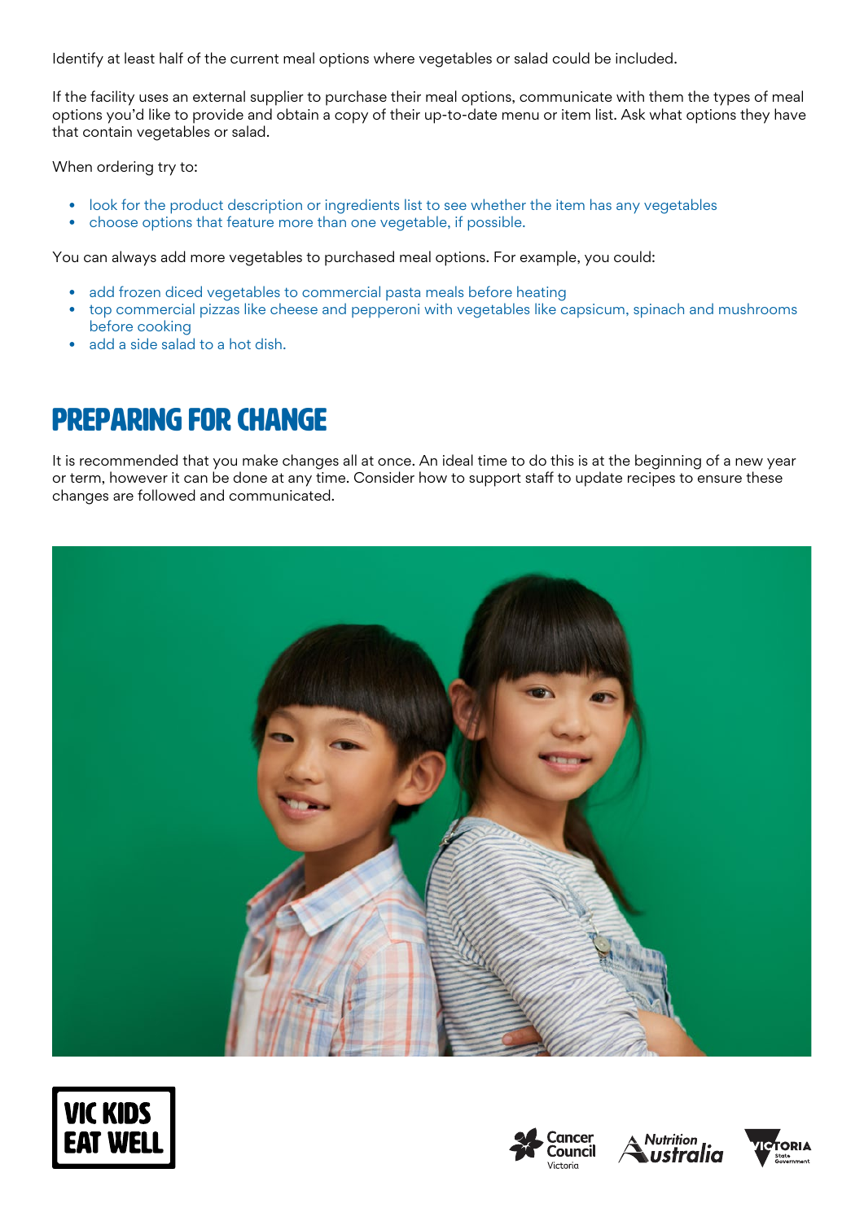Identify at least half of the current meal options where vegetables or salad could be included.

If the facility uses an external supplier to purchase their meal options, communicate with them the types of meal options you'd like to provide and obtain a copy of their up-to-date menu or item list. Ask what options they have that contain vegetables or salad.

When ordering try to:

- look for the product description or ingredients list to see whether the item has any vegetables
- choose options that feature more than one vegetable, if possible.

You can always add more vegetables to purchased meal options. For example, you could:

- add frozen diced vegetables to commercial pasta meals before heating
- top commercial pizzas like cheese and pepperoni with vegetables like capsicum, spinach and mushrooms before cooking
- add a side salad to a hot dish.

## PREPARING FOR CHANGE

It is recommended that you make changes all at once. An ideal time to do this is at the beginning of a new year or term, however it can be done at any time. Consider how to support staff to update recipes to ensure these changes are followed and communicated.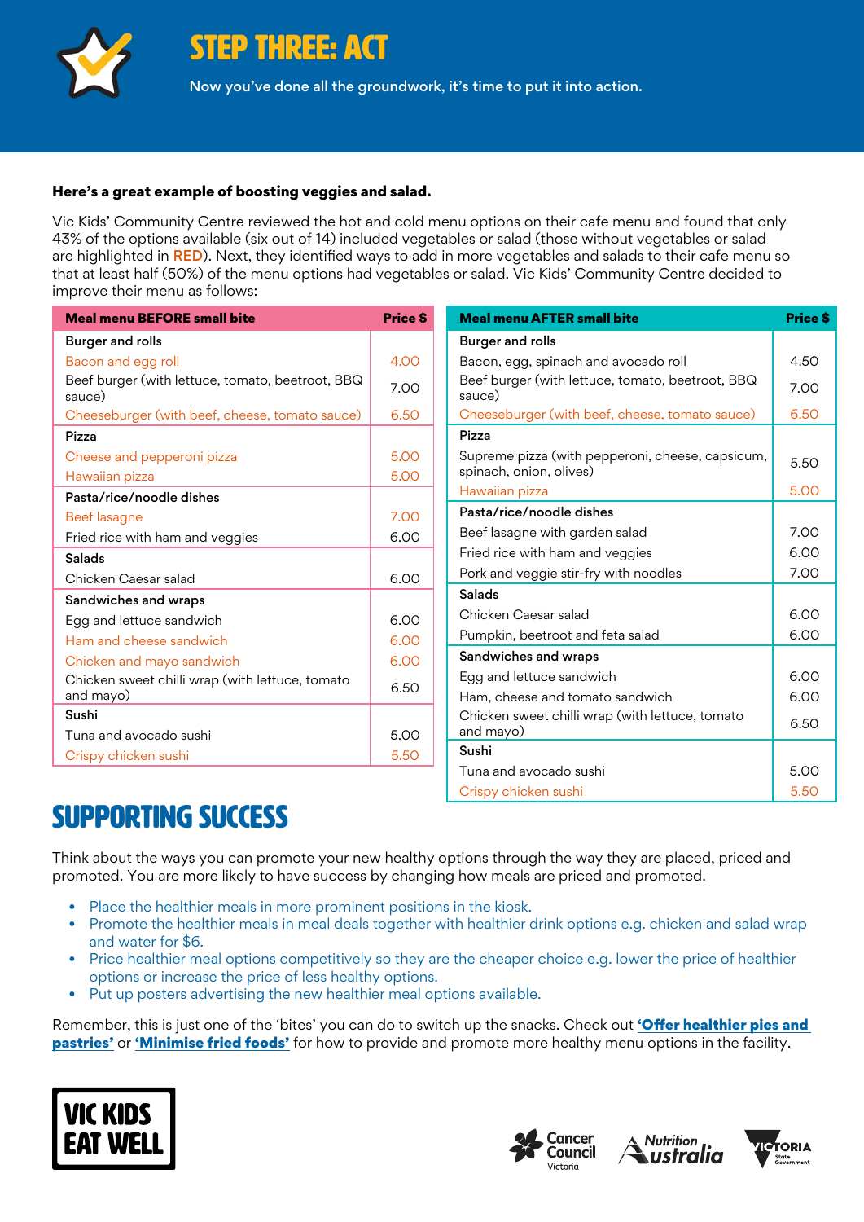# STEP THREE: ACT

Now you've done all the groundwork, it's time to put it into action.

**Here's a great example of boosting veggies and salad.**

Vic Kids' Community Centre reviewed the hot and cold menu options on their cafe menu and found that only 43% of the options available (six out of 14) included vegetables or salad (those without vegetables or salad are highlighted in RED). Next, they identified ways to add in more vegetables and salads to their cafe menu so that at least half (50%) of the menu options had vegetables or salad. Vic Kids' Community Centre decided to improve their menu as follows:

| Meal menu BEFORE small bite | Price $ |
|---|---|
| **Burger and rolls** | |
| Bacon and egg roll | 4.00 |
| Beef burger (with lettuce, tomato, beetroot, BBQ sauce) | 7.00 |
| Cheeseburger (with beef, cheese, tomato sauce) | 6.50 |
| **Pizza** | |
| Cheese and pepperoni pizza | 5.00 |
| Hawaiian pizza | 5.00 |
| **Pasta/rice/noodle dishes** | |
| Beef lasagne | 7.00 |
| Fried rice with ham and veggies | 6.00 |
| **Salads** | |
| Chicken Caesar salad | 6.00 |
| **Sandwiches and wraps** | |
| Egg and lettuce sandwich | 6.00 |
| Ham and cheese sandwich | 6.00 |
| Chicken and mayo sandwich | 6.00 |
| Chicken sweet chilli wrap (with lettuce, tomato and mayo) | 6.50 |
| **Sushi** | |
| Tuna and avocado sushi | 5.00 |
| Crispy chicken sushi | 5.50 |

| Meal menu AFTER small bite | Price $ |
|---|---|
| **Burger and rolls** | |
| Bacon, egg, spinach and avocado roll | 4.50 |
| Beef burger (with lettuce, tomato, beetroot, BBQ sauce) | 7.00 |
| Cheeseburger (with beef, cheese, tomato sauce) | 6.50 |
| **Pizza** | |
| Supreme pizza (with pepperoni, cheese, capsicum, spinach, onion, olives) | 5.50 |
| Hawaiian pizza | 5.00 |
| **Pasta/rice/noodle dishes** | |
| Beef lasagne with garden salad | 7.00 |
| Fried rice with ham and veggies | 6.00 |
| Pork and veggie stir-fry with noodles | 7.00 |
| **Salads** | |
| Chicken Caesar salad | 6.00 |
| Pumpkin, beetroot and feta salad | 6.00 |
| **Sandwiches and wraps** | |
| Egg and lettuce sandwich | 6.00 |
| Ham, cheese and tomato sandwich | 6.00 |
| Chicken sweet chilli wrap (with lettuce, tomato and mayo) | 6.50 |
| **Sushi** | |
| Tuna and avocado sushi | 5.00 |
| Crispy chicken sushi | 5.50 |

## SUPPORTING SUCCESS

Think about the ways you can promote your new healthy options through the way they are placed, priced and promoted. You are more likely to have success by changing how meals are priced and promoted.

- Place the healthier meals in more prominent positions in the kiosk.
- Promote the healthier meals in meal deals together with healthier drink options e.g. chicken and salad wrap and water for $6.
- Price healthier meal options competitively so they are the cheaper choice e.g. lower the price of healthier options or increase the price of less healthy options.
- Put up posters advertising the new healthier meal options available.

Remember, this is just one of the 'bites' you can do to switch up the snacks. Check out **'Offer healthier pies and pastries'** or **'Minimise fried foods'** for how to provide and promote more healthy menu options in the facility.

VIC KIDS EAT WELL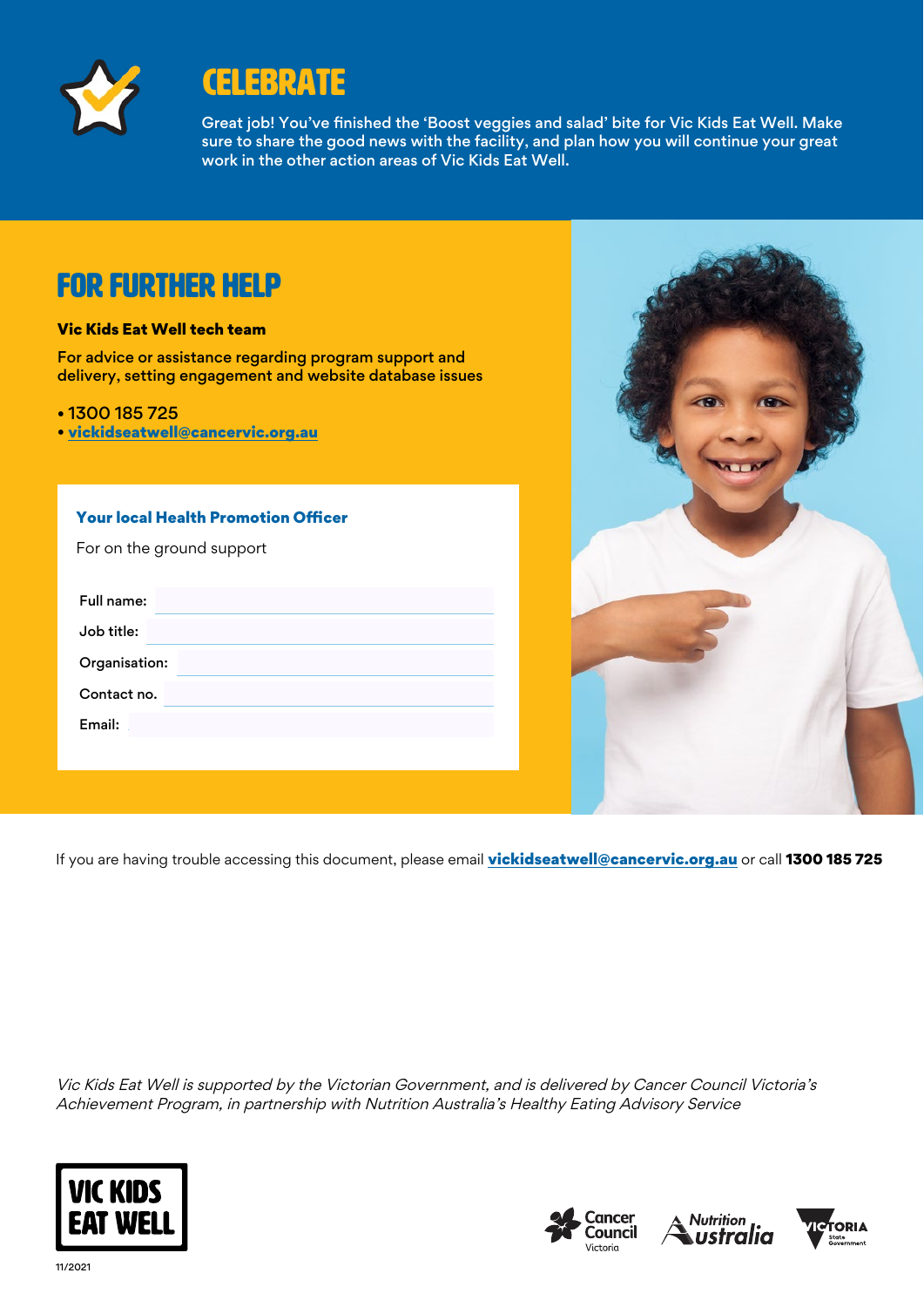# CELEBRATE

Great job! You've finished the 'Boost veggies and salad' bite for Vic Kids Eat Well. Make sure to share the good news with the facility, and plan how you will continue your great work in the other action areas of Vic Kids Eat Well.

## FOR FURTHER HELP

**Vic Kids Eat Well tech team**

For advice or assistance regarding program support and delivery, setting engagement and website database issues

- 1300 185 725
- **vickidseatwell@cancervic.org.au**

### Your local Health Promotion Officer

For on the ground support

Full name:

Job title:

Organisation:

Contact no.

Email:

If you are having trouble accessing this document, please email **vickidseatwell@cancervic.org.au** or call **1300 185 725**

*Vic Kids Eat Well is supported by the Victorian Government, and is delivered by Cancer Council Victoria's Achievement Program, in partnership with Nutrition Australia's Healthy Eating Advisory Service*

VIC KIDS EAT WELL

Cancer Council Victoria

Nutrition Australia

Victoria State Government

11/2021